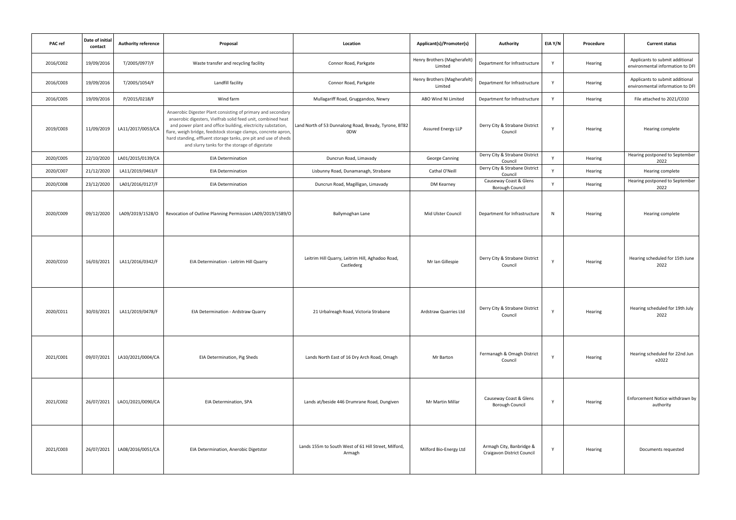| PAC ref | Date of initial contact | Authority reference | Proposal | Location | Applicant(s)/Promoter(s) | Authority | EIA Y/N | Procedure | Current status |
|---|---|---|---|---|---|---|---|---|---|
| 2016/C002 | 19/09/2016 | T/2005/0977/F | Waste transfer and recycling facility | Connor Road, Parkgate | Henry Brothers (Magherafelt) Limited | Department for Infrastructure | Y | Hearing | Applicants to submit additional environmental information to DFI |
| 2016/C003 | 19/09/2016 | T/2005/1054/F | Landfill facility | Connor Road, Parkgate | Henry Brothers (Magherafelt) Limited | Department for Infrastructure | Y | Hearing | Applicants to submit additional environmental information to DFI |
| 2016/C005 | 19/09/2016 | P/2015/0218/F | Wind farm | Mullagariff Road, Gruggandoo, Newry | ABO Wind NI Limited | Department for Infrastructure | Y | Hearing | File attached to 2021/C010 |
| 2019/C003 | 11/09/2019 | LA11/2017/0053/CA | Anaerobic Digester Plant consisting of primary and secondary anaerobic digesters, Vielfrab solid feed unit, combined heat and power plant and office building, electricity substation, flare, weigh bridge, feedstock storage clamps, concrete apron, hard standing, effluent storage tanks, pre pit and use of sheds and slurry tanks for the storage of digestate | Land North of 53 Dunnalong Road, Bready, Tyrone, BT82 0DW | Assured Energy LLP | Derry City & Strabane District Council | Y | Hearing | Hearing complete |
| 2020/C005 | 22/10/2020 | LA01/2015/0139/CA | EIA Determination | Duncrun Road, Limavady | George Canning | Derry City & Strabane District Council | Y | Hearing | Hearing postponed to September 2022 |
| 2020/C007 | 21/12/2020 | LA11/2019/0463/F | EIA Determination | Lisbunny Road, Dunamanagh, Strabane | Cathal O'Neill | Derry City & Strabane District Council | Y | Hearing | Hearing complete |
| 2020/C008 | 23/12/2020 | LA01/2016/0127/F | EIA Determination | Duncrun Road, Magilligan, Limavady | DM Kearney | Causeway Coast & Glens Borough Council | Y | Hearing | Hearing postponed to September 2022 |
| 2020/C009 | 09/12/2020 | LA09/2019/1528/O | Revocation of Outline Planning Permission LA09/2019/1589/O | Ballymoghan Lane | Mid Ulster Council | Department for Infrastructure | N | Hearing | Hearing complete |
| 2020/C010 | 16/03/2021 | LA11/2016/0342/F | EIA Determination - Leitrim Hill Quarry | Leitrim Hill Quarry, Leitrim Hill, Aghadoo Road, Castlederg | Mr Ian Gillespie | Derry City & Strabane District Council | Y | Hearing | Hearing scheduled for 15th June 2022 |
| 2020/C011 | 30/03/2021 | LA11/2019/0478/F | EIA Determination - Ardstraw Quarry | 21 Urbalreagh Road, Victoria Strabane | Ardstraw Quarries Ltd | Derry City & Strabane District Council | Y | Hearing | Hearing scheduled for 19th July 2022 |
| 2021/C001 | 09/07/2021 | LA10/2021/0004/CA | EIA Determination, Pig Sheds | Lands North East of 16 Dry Arch Road, Omagh | Mr Barton | Fermanagh & Omagh District Council | Y | Hearing | Hearing scheduled for 22nd Jun e2022 |
| 2021/C002 | 26/07/2021 | LAO1/2021/0090/CA | EIA Determination, SPA | Lands at/beside 446 Drumrane Road, Dungiven | Mr Martin Millar | Causeway Coast & Glens Borough Council | Y | Hearing | Enforcement Notice withdrawn by authority |
| 2021/C003 | 26/07/2021 | LA08/2016/0051/CA | EIA Determination, Anerobic Digetstor | Lands 155m to South West of 61 Hill Street, Milford, Armagh | Milford Bio-Energy Ltd | Armagh City, Banbridge & Craigavon District Council | Y | Hearing | Documents requested |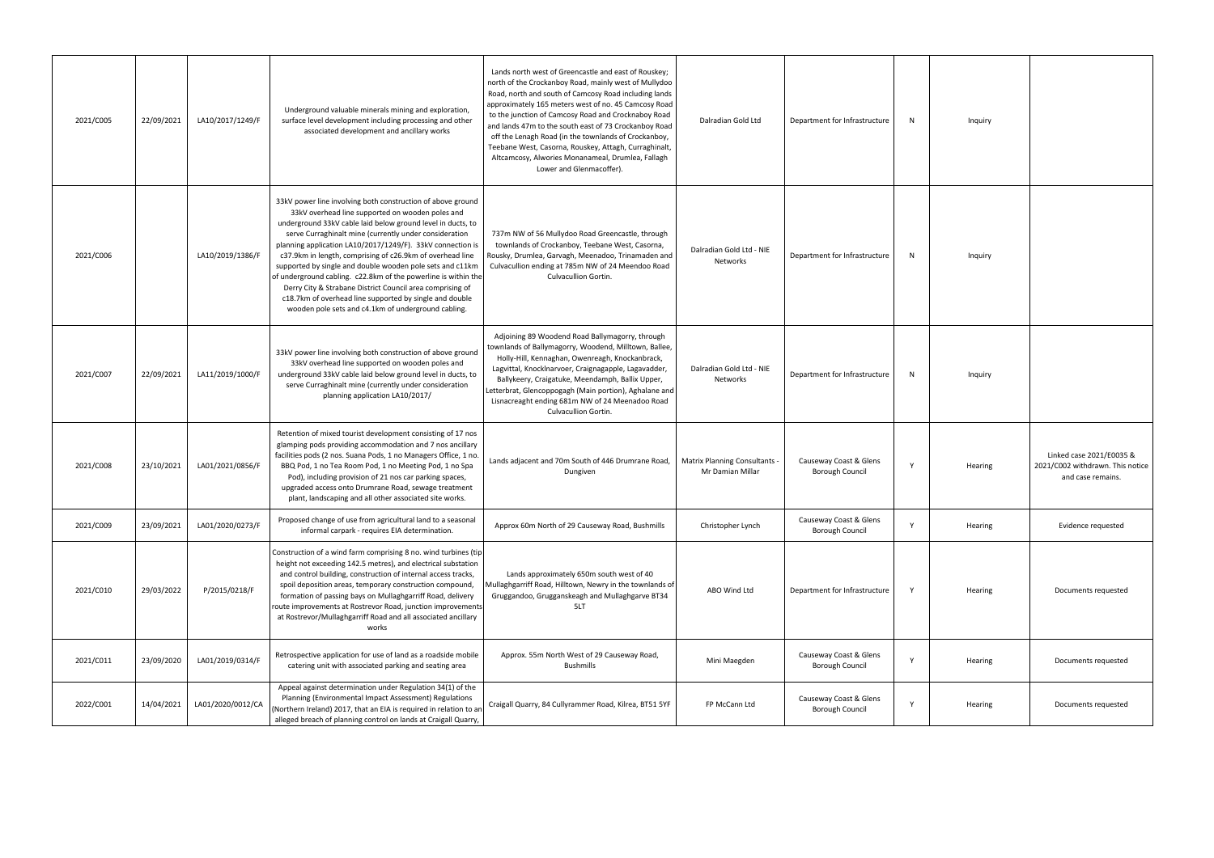| | | | | | | | | | |
|---|---|---|---|---|---|---|---|---|---|
| 2021/C005 | 22/09/2021 | LA10/2017/1249/F | Underground valuable minerals mining and exploration, surface level development including processing and other associated development and ancillary works | Lands north west of Greencastle and east of Rouskey; north of the Crockanboy Road, mainly west of Mullydoo Road, north and south of Camcosy Road including lands approximately 165 meters west of no. 45 Camcosy Road to the junction of Camcosy Road and Crocknaboy Road and lands 47m to the south east of 73 Crockanboy Road off the Lenagh Road (in the townlands of Crockanboy, Teebane West, Casorna, Rouskey, Attagh, Curraghinalt, Altcamcosy, Alwories Monanameal, Drumlea, Fallagh Lower and Glenmacoffer). | Dalradian Gold Ltd | Department for Infrastructure | N | Inquiry | |
| 2021/C006 | | LA10/2019/1386/F | 33kV power line involving both construction of above ground 33kV overhead line supported on wooden poles and underground 33kV cable laid below ground level in ducts, to serve Curraghinalt mine (currently under consideration planning application LA10/2017/1249/F). 33kV connection is c37.9km in length, comprising of c26.9km of overhead line supported by single and double wooden pole sets and c11km of underground cabling. c22.8km of the powerline is within the Derry City & Strabane District Council area comprising of c18.7km of overhead line supported by single and double wooden pole sets and c4.1km of underground cabling. | 737m NW of 56 Mullydoo Road Greencastle, through townlands of Crockanboy, Teebane West, Casorna, Rousky, Drumlea, Garvagh, Meenadoo, Trinamaden and Culvacullion ending at 785m NW of 24 Meendoo Road Culvacullion Gortin. | Dalradian Gold Ltd - NIE Networks | Department for Infrastructure | N | Inquiry | |
| 2021/C007 | 22/09/2021 | LA11/2019/1000/F | 33kV power line involving both construction of above ground 33kV overhead line supported on wooden poles and underground 33kV cable laid below ground level in ducts, to serve Curraghinalt mine (currently under consideration planning application LA10/2017/ | Adjoining 89 Woodend Road Ballymagorry, through townlands of Ballymagorry, Woodend, Milltown, Ballee, Holly-Hill, Kennaghan, Owenreagh, Knockanbrack, Lagvittal, Knocklnarvoer, Craignagapple, Lagavadder, Ballykeery, Craigatuke, Meendamph, Ballix Upper, Letterbrat, Glencoppogagh (Main portion), Aghalane and Lisnacreaght ending 681m NW of 24 Meenadoo Road Culvacullion Gortin. | Dalradian Gold Ltd - NIE Networks | Department for Infrastructure | N | Inquiry | |
| 2021/C008 | 23/10/2021 | LA01/2021/0856/F | Retention of mixed tourist development consisting of 17 nos glamping pods providing accommodation and 7 nos ancillary facilities pods (2 nos. Suana Pods, 1 no Managers Office, 1 no. BBQ Pod, 1 no Tea Room Pod, 1 no Meeting Pod, 1 no Spa Pod), including provision of 21 nos car parking spaces, upgraded access onto Drumrane Road, sewage treatment plant, landscaping and all other associated site works. | Lands adjacent and 70m South of 446 Drumrane Road, Dungiven | Matrix Planning Consultants - Mr Damian Millar | Causeway Coast & Glens Borough Council | Y | Hearing | Linked case 2021/E0035 & 2021/C002 withdrawn. This notice and case remains. |
| 2021/C009 | 23/09/2021 | LA01/2020/0273/F | Proposed change of use from agricultural land to a seasonal informal carpark - requires EIA determination. | Approx 60m North of 29 Causeway Road, Bushmills | Christopher Lynch | Causeway Coast & Glens Borough Council | Y | Hearing | Evidence requested |
| 2021/C010 | 29/03/2022 | P/2015/0218/F | Construction of a wind farm comprising 8 no. wind turbines (tip height not exceeding 142.5 metres), and electrical substation and control building, construction of internal access tracks, spoil deposition areas, temporary construction compound, formation of passing bays on Mullaghgarriff Road, delivery route improvements at Rostrevor Road, junction improvements at Rostrevor/Mullaghgarriff Road and all associated ancillary works | Lands approximately 650m south west of 40 Mullaghgarriff Road, Hilltown, Newry in the townlands of Gruggandoo, Grugganskeagh and Mullaghgarve BT34 5LT | ABO Wind Ltd | Department for Infrastructure | Y | Hearing | Documents requested |
| 2021/C011 | 23/09/2020 | LA01/2019/0314/F | Retrospective application for use of land as a roadside mobile catering unit with associated parking and seating area | Approx. 55m North West of 29 Causeway Road, Bushmills | Mini Maegden | Causeway Coast & Glens Borough Council | Y | Hearing | Documents requested |
| 2022/C001 | 14/04/2021 | LA01/2020/0012/CA | Appeal against determination under Regulation 34(1) of the Planning (Environmental Impact Assessment) Regulations (Northern Ireland) 2017, that an EIA is required in relation to an alleged breach of planning control on lands at Craigall Quarry, | Craigall Quarry, 84 Cullyrammer Road, Kilrea, BT51 5YF | FP McCann Ltd | Causeway Coast & Glens Borough Council | Y | Hearing | Documents requested |